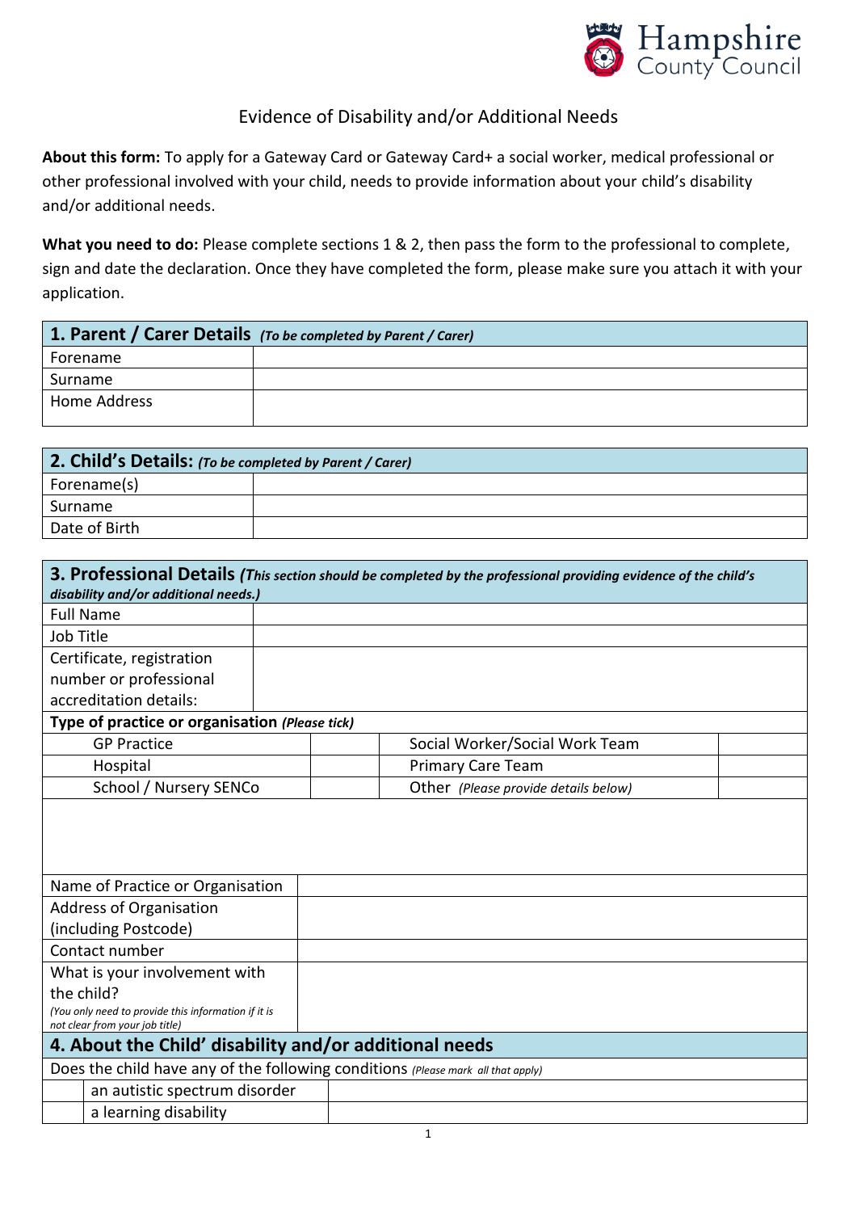Hampshire County Council

# Evidence of Disability and/or Additional Needs

**About this form:** To apply for a Gateway Card or Gateway Card+ a social worker, medical professional or other professional involved with your child, needs to provide information about your child's disability and/or additional needs.

**What you need to do:** Please complete sections 1 & 2, then pass the form to the professional to complete, sign and date the declaration. Once they have completed the form, please make sure you attach it with your application.

| **1. Parent / Carer Details** *(To be completed by Parent / Carer)* | |
|---|---|
| Forename | |
| Surname | |
| Home Address | |

| **2. Child's Details:** *(To be completed by Parent / Carer)* | |
|---|---|
| Forename(s) | |
| Surname | |
| Date of Birth | |

| **3. Professional Details** *(This section should be completed by the professional providing evidence of the child's disability and/or additional needs.)* | |
|---|---|
| Full Name | |
| Job Title | |
| Certificate, registration number or professional accreditation details: | |

| **Type of practice or organisation** *(Please tick)* | | | |
|---|---|---|---|
| GP Practice | | Social Worker/Social Work Team | |
| Hospital | | Primary Care Team | |
| School / Nursery SENCo | | Other *(Please provide details below)* | |
| | | | |

| | |
|---|---|
| Name of Practice or Organisation | |
| Address of Organisation (including Postcode) | |
| Contact number | |
| What is your involvement with the child? *(You only need to provide this information if it is not clear from your job title)* | |

| **4. About the Child' disability and/or additional needs** | | |
|---|---|---|
| Does the child have any of the following conditions *(Please mark all that apply)* | | |
| | an autistic spectrum disorder | |
| | a learning disability | |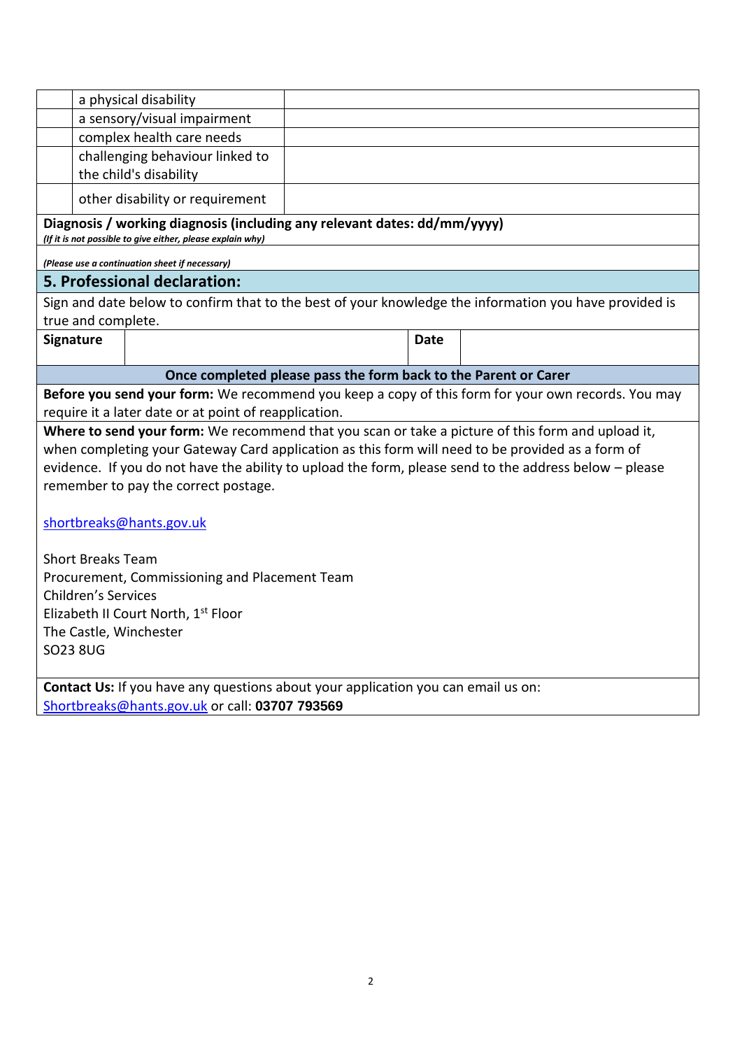| | | |
|---|---|---|
| | a physical disability | |
| | a sensory/visual impairment | |
| | complex health care needs | |
| | challenging behaviour linked to the child's disability | |
| | other disability or requirement | |

**Diagnosis / working diagnosis (including any relevant dates: dd/mm/yyyy)**
***(If it is not possible to give either, please explain why)***

***(Please use a continuation sheet if necessary)***

## 5. Professional declaration:

Sign and date below to confirm that to the best of your knowledge the information you have provided is true and complete.

| | | | |
|---|---|---|---|
| **Signature** | | **Date** | |

**Once completed please pass the form back to the Parent or Carer**

**Before you send your form:** We recommend you keep a copy of this form for your own records. You may require it a later date or at point of reapplication.

**Where to send your form:** We recommend that you scan or take a picture of this form and upload it, when completing your Gateway Card application as this form will need to be provided as a form of evidence. If you do not have the ability to upload the form, please send to the address below – please remember to pay the correct postage.

shortbreaks@hants.gov.uk

Short Breaks Team
Procurement, Commissioning and Placement Team
Children's Services
Elizabeth II Court North, 1st Floor
The Castle, Winchester
SO23 8UG

**Contact Us:** If you have any questions about your application you can email us on: Shortbreaks@hants.gov.uk or call: **03707 793569**